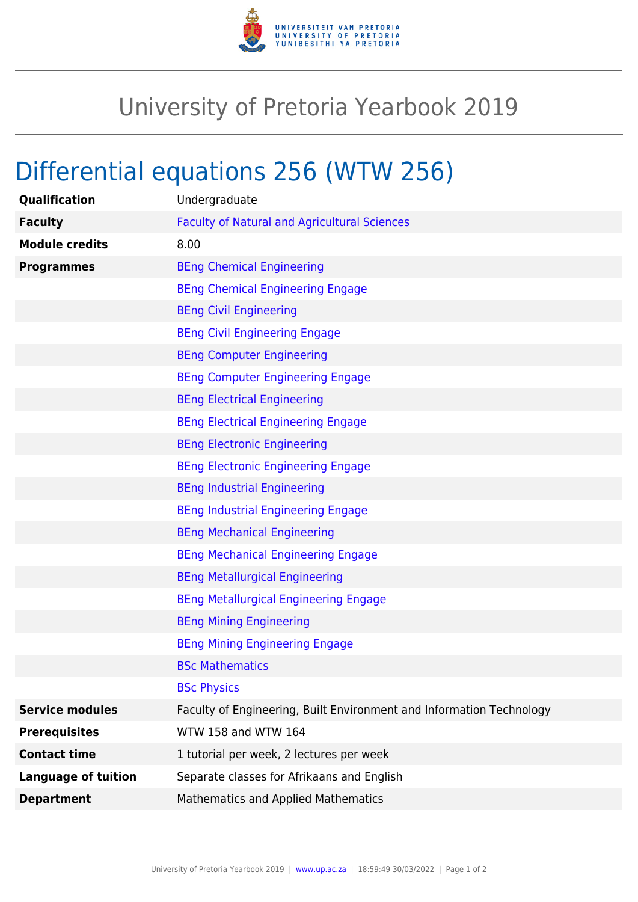# University of Pretoria Yearbook 2019

## Differential equations 256 (WTW 256)

| | |
|---|---|
| **Qualification** | Undergraduate |
| **Faculty** | Faculty of Natural and Agricultural Sciences |
| **Module credits** | 8.00 |
| **Programmes** | BEng Chemical Engineering |
| | BEng Chemical Engineering Engage |
| | BEng Civil Engineering |
| | BEng Civil Engineering Engage |
| | BEng Computer Engineering |
| | BEng Computer Engineering Engage |
| | BEng Electrical Engineering |
| | BEng Electrical Engineering Engage |
| | BEng Electronic Engineering |
| | BEng Electronic Engineering Engage |
| | BEng Industrial Engineering |
| | BEng Industrial Engineering Engage |
| | BEng Mechanical Engineering |
| | BEng Mechanical Engineering Engage |
| | BEng Metallurgical Engineering |
| | BEng Metallurgical Engineering Engage |
| | BEng Mining Engineering |
| | BEng Mining Engineering Engage |
| | BSc Mathematics |
| | BSc Physics |
| **Service modules** | Faculty of Engineering, Built Environment and Information Technology |
| **Prerequisites** | WTW 158 and WTW 164 |
| **Contact time** | 1 tutorial per week, 2 lectures per week |
| **Language of tuition** | Separate classes for Afrikaans and English |
| **Department** | Mathematics and Applied Mathematics |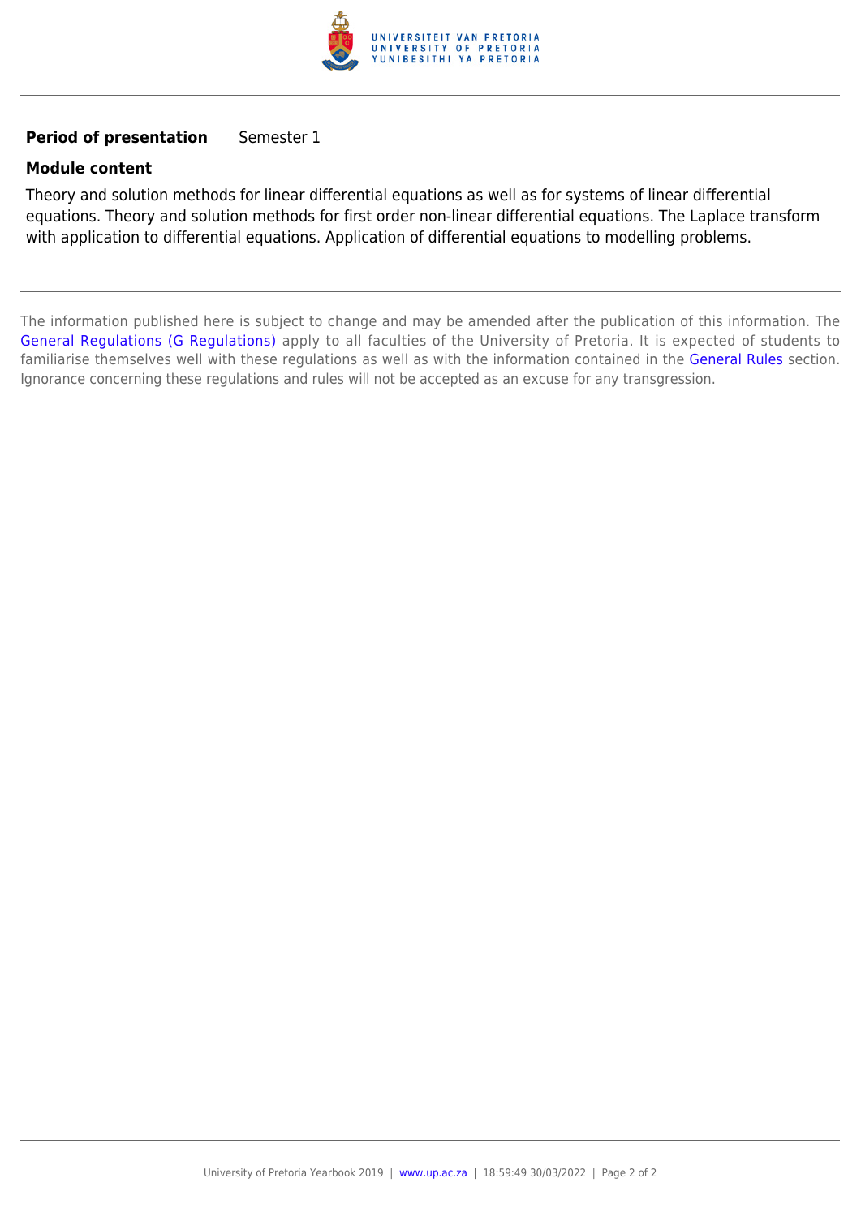**Period of presentation** Semester 1

**Module content**

Theory and solution methods for linear differential equations as well as for systems of linear differential equations. Theory and solution methods for first order non-linear differential equations. The Laplace transform with application to differential equations. Application of differential equations to modelling problems.

---

The information published here is subject to change and may be amended after the publication of this information. The General Regulations (G Regulations) apply to all faculties of the University of Pretoria. It is expected of students to familiarise themselves well with these regulations as well as with the information contained in the General Rules section. Ignorance concerning these regulations and rules will not be accepted as an excuse for any transgression.